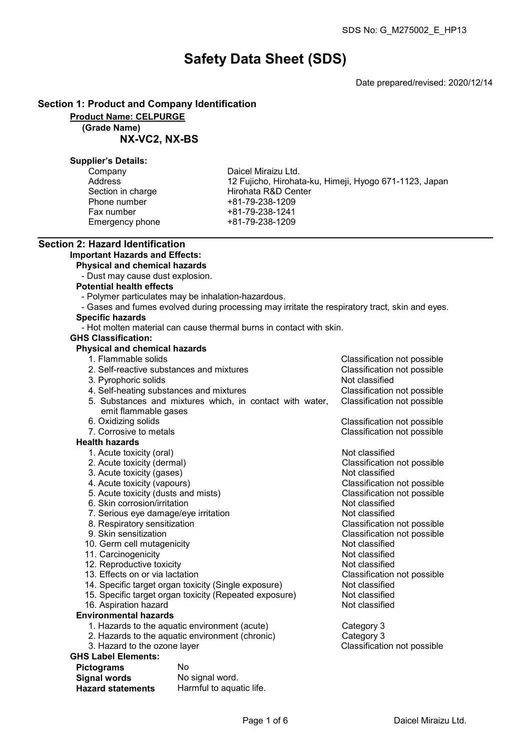SDS No: G_M275002_E_HP13

# Safety Data Sheet (SDS)

Date prepared/revised: 2020/12/14

## Section 1: Product and Company Identification

**Product Name: CELPURGE**

**(Grade Name)**

**NX-VC2, NX-BS**

**Supplier's Details:**

| | |
|---|---|
| Company | Daicel Miraizu Ltd. |
| Address | 12 Fujicho, Hirohata-ku, Himeji, Hyogo 671-1123, Japan |
| Section in charge | Hirohata R&D Center |
| Phone number | +81-79-238-1209 |
| Fax number | +81-79-238-1241 |
| Emergency phone | +81-79-238-1209 |

## Section 2: Hazard Identification

**Important Hazards and Effects:**

**Physical and chemical hazards**

- Dust may cause dust explosion.

**Potential health effects**

- Polymer particulates may be inhalation-hazardous.
- Gases and fumes evolved during processing may irritate the respiratory tract, skin and eyes.

**Specific hazards**

- Hot molten material can cause thermal burns in contact with skin.

**GHS Classification:**

**Physical and chemical hazards**

| | |
|---|---|
| 1. Flammable solids | Classification not possible |
| 2. Self-reactive substances and mixtures | Classification not possible |
| 3. Pyrophoric solids | Not classified |
| 4. Self-heating substances and mixtures | Classification not possible |
| 5. Substances and mixtures which, in contact with water, emit flammable gases | Classification not possible |
| 6. Oxidizing solids | Classification not possible |
| 7. Corrosive to metals | Classification not possible |

**Health hazards**

| | |
|---|---|
| 1. Acute toxicity (oral) | Not classified |
| 2. Acute toxicity (dermal) | Classification not possible |
| 3. Acute toxicity (gases) | Not classified |
| 4. Acute toxicity (vapours) | Classification not possible |
| 5. Acute toxicity (dusts and mists) | Classification not possible |
| 6. Skin corrosion/irritation | Not classified |
| 7. Serious eye damage/eye irritation | Not classified |
| 8. Respiratory sensitization | Classification not possible |
| 9. Skin sensitization | Classification not possible |
| 10. Germ cell mutagenicity | Not classified |
| 11. Carcinogenicity | Not classified |
| 12. Reproductive toxicity | Not classified |
| 13. Effects on or via lactation | Classification not possible |
| 14. Specific target organ toxicity (Single exposure) | Not classified |
| 15. Specific target organ toxicity (Repeated exposure) | Not classified |
| 16. Aspiration hazard | Not classified |

**Environmental hazards**

| | |
|---|---|
| 1. Hazards to the aquatic environment (acute) | Category 3 |
| 2. Hazards to the aquatic environment (chronic) | Category 3 |
| 3. Hazard to the ozone layer | Classification not possible |

**GHS Label Elements:**

| | |
|---|---|
| **Pictograms** | No |
| **Signal words** | No signal word. |
| **Hazard statements** | Harmful to aquatic life. |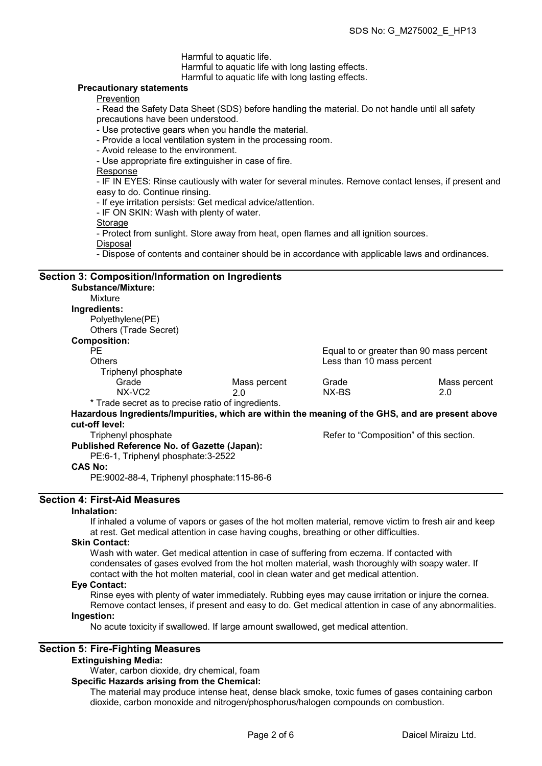Harmful to aquatic life.
Harmful to aquatic life with long lasting effects.
Harmful to aquatic life with long lasting effects.

**Precautionary statements**

Prevention

- Read the Safety Data Sheet (SDS) before handling the material. Do not handle until all safety precautions have been understood.
- Use protective gears when you handle the material.
- Provide a local ventilation system in the processing room.
- Avoid release to the environment.
- Use appropriate fire extinguisher in case of fire.

Response

- IF IN EYES: Rinse cautiously with water for several minutes. Remove contact lenses, if present and easy to do. Continue rinsing.
- If eye irritation persists: Get medical advice/attention.
- IF ON SKIN: Wash with plenty of water.

Storage

- Protect from sunlight. Store away from heat, open flames and all ignition sources.

Disposal

- Dispose of contents and container should be in accordance with applicable laws and ordinances.

## Section 3: Composition/Information on Ingredients

**Substance/Mixture:**

Mixture

**Ingredients:**

Polyethylene(PE)
Others (Trade Secret)

**Composition:**

PE — Equal to or greater than 90 mass percent
Others — Less than 10 mass percent

Triphenyl phosphate

| Grade | Mass percent | Grade | Mass percent |
|---|---|---|---|
| NX-VC2 | 2.0 | NX-BS | 2.0 |

\* Trade secret as to precise ratio of ingredients.

**Hazardous Ingredients/Impurities, which are within the meaning of the GHS, and are present above cut-off level:**

Triphenyl phosphate — Refer to “Composition” of this section.

**Published Reference No. of Gazette (Japan):**

PE:6-1, Triphenyl phosphate:3-2522

**CAS No:**

PE:9002-88-4, Triphenyl phosphate:115-86-6

## Section 4: First-Aid Measures

**Inhalation:**

If inhaled a volume of vapors or gases of the hot molten material, remove victim to fresh air and keep at rest. Get medical attention in case having coughs, breathing or other difficulties.

**Skin Contact:**

Wash with water. Get medical attention in case of suffering from eczema. If contacted with condensates of gases evolved from the hot molten material, wash thoroughly with soapy water. If contact with the hot molten material, cool in clean water and get medical attention.

**Eye Contact:**

Rinse eyes with plenty of water immediately. Rubbing eyes may cause irritation or injure the cornea. Remove contact lenses, if present and easy to do. Get medical attention in case of any abnormalities.

**Ingestion:**

No acute toxicity if swallowed. If large amount swallowed, get medical attention.

## Section 5: Fire-Fighting Measures

**Extinguishing Media:**

Water, carbon dioxide, dry chemical, foam

**Specific Hazards arising from the Chemical:**

The material may produce intense heat, dense black smoke, toxic fumes of gases containing carbon dioxide, carbon monoxide and nitrogen/phosphorus/halogen compounds on combustion.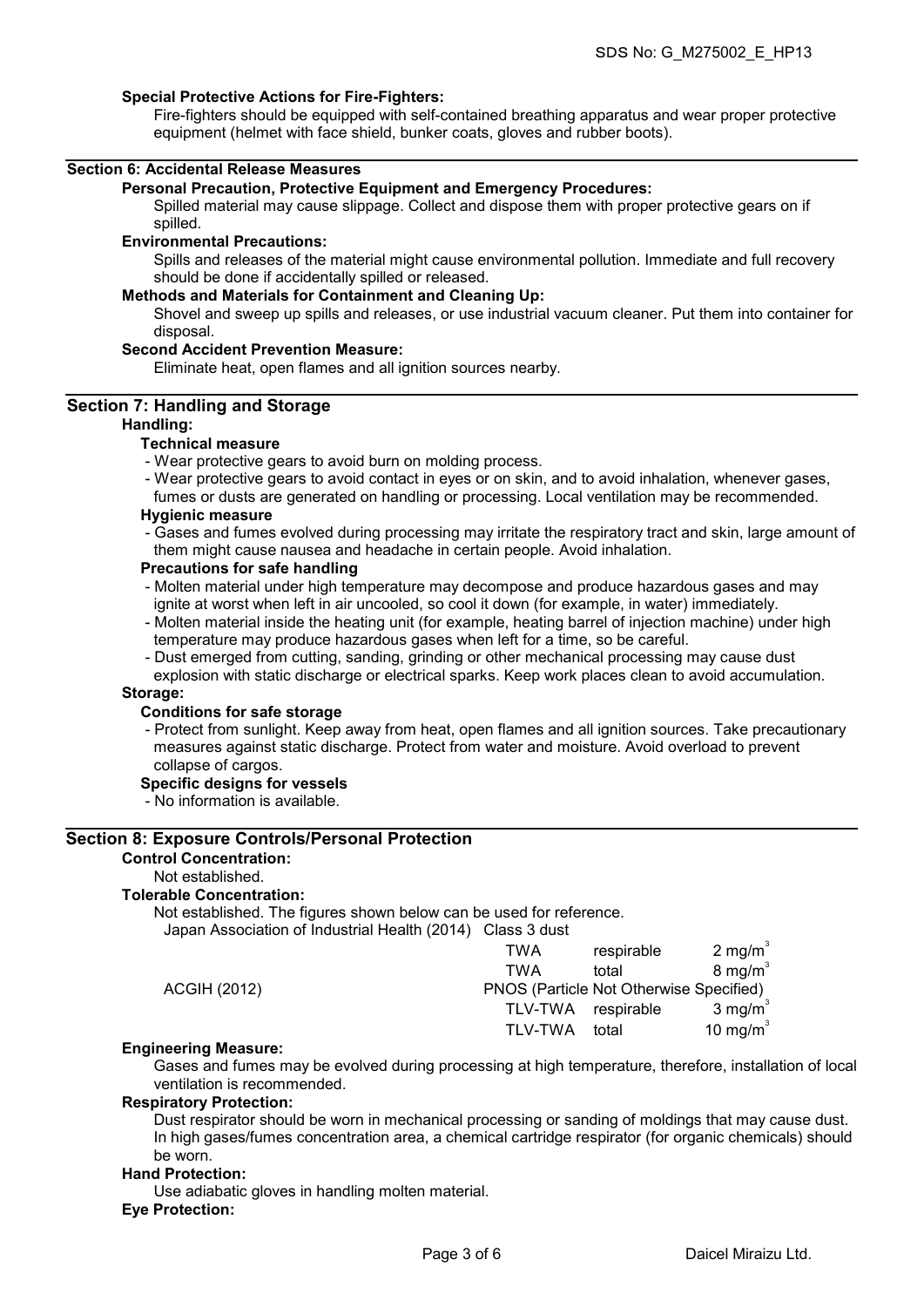**Special Protective Actions for Fire-Fighters:**

Fire-fighters should be equipped with self-contained breathing apparatus and wear proper protective equipment (helmet with face shield, bunker coats, gloves and rubber boots).

## Section 6: Accidental Release Measures

**Personal Precaution, Protective Equipment and Emergency Procedures:**

Spilled material may cause slippage. Collect and dispose them with proper protective gears on if spilled.

**Environmental Precautions:**

Spills and releases of the material might cause environmental pollution. Immediate and full recovery should be done if accidentally spilled or released.

**Methods and Materials for Containment and Cleaning Up:**

Shovel and sweep up spills and releases, or use industrial vacuum cleaner. Put them into container for disposal.

**Second Accident Prevention Measure:**

Eliminate heat, open flames and all ignition sources nearby.

## Section 7: Handling and Storage

**Handling:**

**Technical measure**

- Wear protective gears to avoid burn on molding process.
- Wear protective gears to avoid contact in eyes or on skin, and to avoid inhalation, whenever gases, fumes or dusts are generated on handling or processing. Local ventilation may be recommended.

**Hygienic measure**

- Gases and fumes evolved during processing may irritate the respiratory tract and skin, large amount of them might cause nausea and headache in certain people. Avoid inhalation.

**Precautions for safe handling**

- Molten material under high temperature may decompose and produce hazardous gases and may ignite at worst when left in air uncooled, so cool it down (for example, in water) immediately.
- Molten material inside the heating unit (for example, heating barrel of injection machine) under high temperature may produce hazardous gases when left for a time, so be careful.
- Dust emerged from cutting, sanding, grinding or other mechanical processing may cause dust explosion with static discharge or electrical sparks. Keep work places clean to avoid accumulation.

**Storage:**

**Conditions for safe storage**

- Protect from sunlight. Keep away from heat, open flames and all ignition sources. Take precautionary measures against static discharge. Protect from water and moisture. Avoid overload to prevent collapse of cargos.

**Specific designs for vessels**

- No information is available.

## Section 8: Exposure Controls/Personal Protection

**Control Concentration:**

Not established.

**Tolerable Concentration:**

Not established. The figures shown below can be used for reference.

| | | | |
|---|---|---|---|
| Japan Association of Industrial Health (2014) | Class 3 dust | | |
| | TWA | respirable | 2 mg/m$^3$ |
| | TWA | total | 8 mg/m$^3$ |
| ACGIH (2012) | PNOS (Particle Not Otherwise Specified) | | |
| | TLV-TWA | respirable | 3 mg/m$^3$ |
| | TLV-TWA | total | 10 mg/m$^3$ |

**Engineering Measure:**

Gases and fumes may be evolved during processing at high temperature, therefore, installation of local ventilation is recommended.

**Respiratory Protection:**

Dust respirator should be worn in mechanical processing or sanding of moldings that may cause dust. In high gases/fumes concentration area, a chemical cartridge respirator (for organic chemicals) should be worn.

**Hand Protection:**

Use adiabatic gloves in handling molten material.

**Eye Protection:**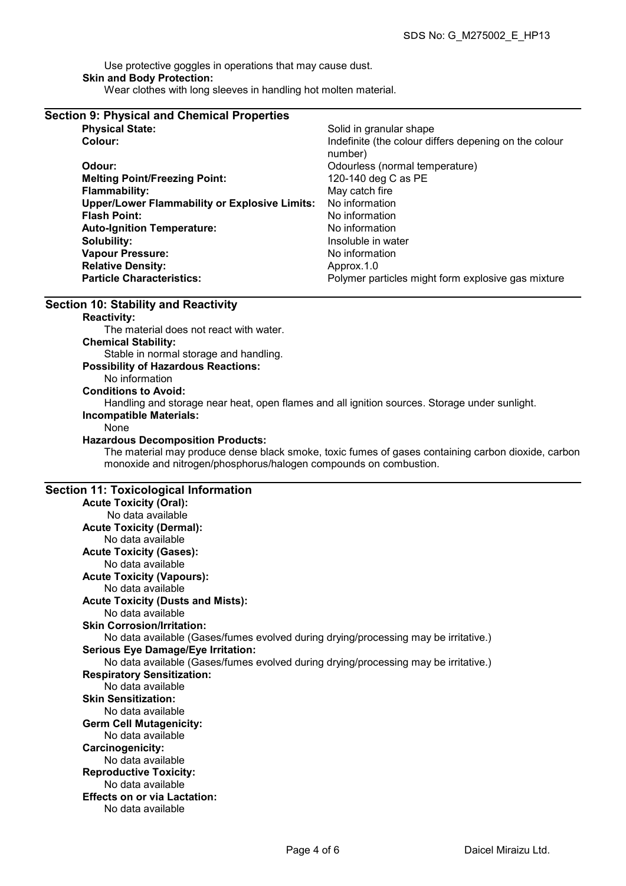Use protective goggles in operations that may cause dust.

**Skin and Body Protection:**

Wear clothes with long sleeves in handling hot molten material.

## Section 9: Physical and Chemical Properties

| | |
|---|---|
| **Physical State:** | Solid in granular shape |
| **Colour:** | Indefinite (the colour differs depening on the colour number) |
| **Odour:** | Odourless (normal temperature) |
| **Melting Point/Freezing Point:** | 120-140 deg C as PE |
| **Flammability:** | May catch fire |
| **Upper/Lower Flammability or Explosive Limits:** | No information |
| **Flash Point:** | No information |
| **Auto-Ignition Temperature:** | No information |
| **Solubility:** | Insoluble in water |
| **Vapour Pressure:** | No information |
| **Relative Density:** | Approx.1.0 |
| **Particle Characteristics:** | Polymer particles might form explosive gas mixture |

## Section 10: Stability and Reactivity

**Reactivity:**

The material does not react with water.

**Chemical Stability:**

Stable in normal storage and handling.

**Possibility of Hazardous Reactions:**

No information

**Conditions to Avoid:**

Handling and storage near heat, open flames and all ignition sources. Storage under sunlight.

**Incompatible Materials:**

None

**Hazardous Decomposition Products:**

The material may produce dense black smoke, toxic fumes of gases containing carbon dioxide, carbon monoxide and nitrogen/phosphorus/halogen compounds on combustion.

## Section 11: Toxicological Information

**Acute Toxicity (Oral):**

No data available

**Acute Toxicity (Dermal):**

No data available

**Acute Toxicity (Gases):**

No data available

**Acute Toxicity (Vapours):**

No data available

**Acute Toxicity (Dusts and Mists):**

No data available

**Skin Corrosion/Irritation:**

No data available (Gases/fumes evolved during drying/processing may be irritative.)

**Serious Eye Damage/Eye Irritation:**

No data available (Gases/fumes evolved during drying/processing may be irritative.)

**Respiratory Sensitization:**

No data available

**Skin Sensitization:**

No data available

**Germ Cell Mutagenicity:**

No data available

**Carcinogenicity:**

No data available

**Reproductive Toxicity:**

No data available

**Effects on or via Lactation:**

No data available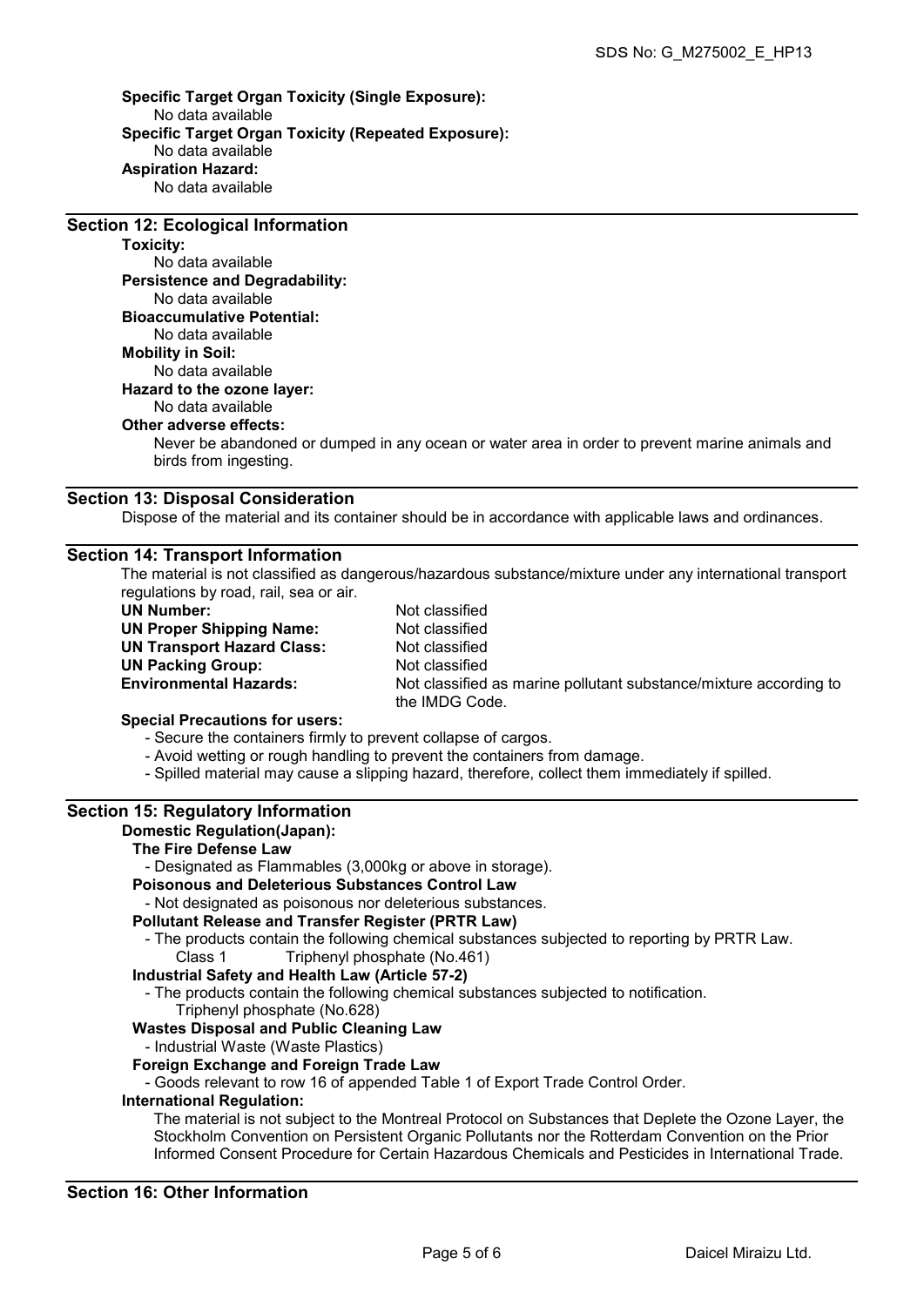**Specific Target Organ Toxicity (Single Exposure):**
No data available

**Specific Target Organ Toxicity (Repeated Exposure):**
No data available

**Aspiration Hazard:**
No data available

## Section 12: Ecological Information

**Toxicity:**
No data available

**Persistence and Degradability:**
No data available

**Bioaccumulative Potential:**
No data available

**Mobility in Soil:**
No data available

**Hazard to the ozone layer:**
No data available

**Other adverse effects:**
Never be abandoned or dumped in any ocean or water area in order to prevent marine animals and birds from ingesting.

## Section 13: Disposal Consideration

Dispose of the material and its container should be in accordance with applicable laws and ordinances.

## Section 14: Transport Information

The material is not classified as dangerous/hazardous substance/mixture under any international transport regulations by road, rail, sea or air.

| | |
|---|---|
| **UN Number:** | Not classified |
| **UN Proper Shipping Name:** | Not classified |
| **UN Transport Hazard Class:** | Not classified |
| **UN Packing Group:** | Not classified |
| **Environmental Hazards:** | Not classified as marine pollutant substance/mixture according to the IMDG Code. |

**Special Precautions for users:**
- Secure the containers firmly to prevent collapse of cargos.
- Avoid wetting or rough handling to prevent the containers from damage.
- Spilled material may cause a slipping hazard, therefore, collect them immediately if spilled.

## Section 15: Regulatory Information

**Domestic Regulation(Japan):**

**The Fire Defense Law**
- Designated as Flammables (3,000kg or above in storage).

**Poisonous and Deleterious Substances Control Law**
- Not designated as poisonous nor deleterious substances.

**Pollutant Release and Transfer Register (PRTR Law)**
- The products contain the following chemical substances subjected to reporting by PRTR Law.
  Class 1 Triphenyl phosphate (No.461)

**Industrial Safety and Health Law (Article 57-2)**
- The products contain the following chemical substances subjected to notification.
  Triphenyl phosphate (No.628)

**Wastes Disposal and Public Cleaning Law**
- Industrial Waste (Waste Plastics)

**Foreign Exchange and Foreign Trade Law**
- Goods relevant to row 16 of appended Table 1 of Export Trade Control Order.

**International Regulation:**
The material is not subject to the Montreal Protocol on Substances that Deplete the Ozone Layer, the Stockholm Convention on Persistent Organic Pollutants nor the Rotterdam Convention on the Prior Informed Consent Procedure for Certain Hazardous Chemicals and Pesticides in International Trade.

## Section 16: Other Information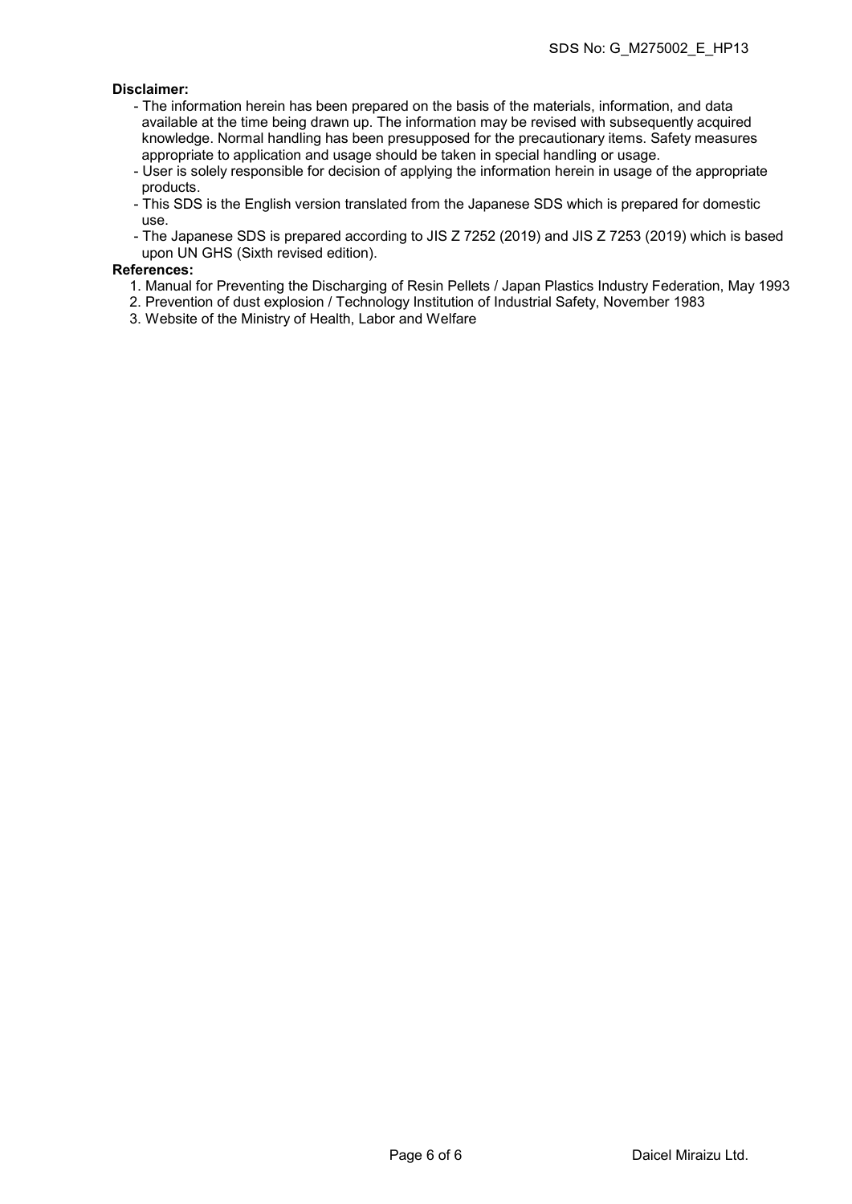**Disclaimer:**

- The information herein has been prepared on the basis of the materials, information, and data available at the time being drawn up. The information may be revised with subsequently acquired knowledge. Normal handling has been presupposed for the precautionary items. Safety measures appropriate to application and usage should be taken in special handling or usage.
- User is solely responsible for decision of applying the information herein in usage of the appropriate products.
- This SDS is the English version translated from the Japanese SDS which is prepared for domestic use.
- The Japanese SDS is prepared according to JIS Z 7252 (2019) and JIS Z 7253 (2019) which is based upon UN GHS (Sixth revised edition).

**References:**

1. Manual for Preventing the Discharging of Resin Pellets / Japan Plastics Industry Federation, May 1993
2. Prevention of dust explosion / Technology Institution of Industrial Safety, November 1983
3. Website of the Ministry of Health, Labor and Welfare